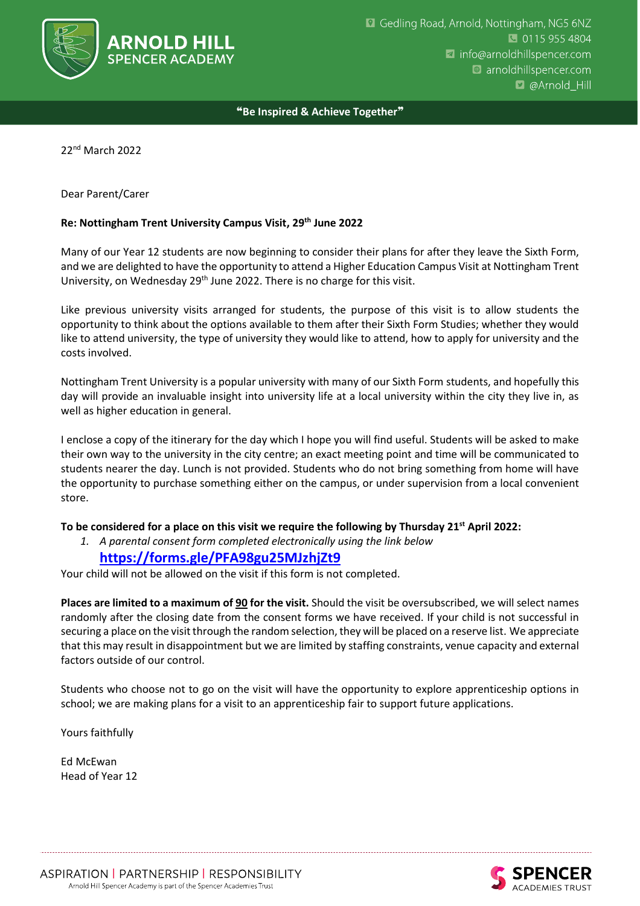**ARNOLD HILL**
SPENCER ACADEMY

Gedling Road, Arnold, Nottingham, NG5 6NZ
0115 955 4804
info@arnoldhillspencer.com
arnoldhillspencer.com
@Arnold_Hill

**"Be Inspired & Achieve Together"**

22nd March 2022

Dear Parent/Carer

**Re: Nottingham Trent University Campus Visit, 29th June 2022**

Many of our Year 12 students are now beginning to consider their plans for after they leave the Sixth Form, and we are delighted to have the opportunity to attend a Higher Education Campus Visit at Nottingham Trent University, on Wednesday 29th June 2022. There is no charge for this visit.

Like previous university visits arranged for students, the purpose of this visit is to allow students the opportunity to think about the options available to them after their Sixth Form Studies; whether they would like to attend university, the type of university they would like to attend, how to apply for university and the costs involved.

Nottingham Trent University is a popular university with many of our Sixth Form students, and hopefully this day will provide an invaluable insight into university life at a local university within the city they live in, as well as higher education in general.

I enclose a copy of the itinerary for the day which I hope you will find useful. Students will be asked to make their own way to the university in the city centre; an exact meeting point and time will be communicated to students nearer the day. Lunch is not provided. Students who do not bring something from home will have the opportunity to purchase something either on the campus, or under supervision from a local convenient store.

**To be considered for a place on this visit we require the following by Thursday 21st April 2022:**

1. *A parental consent form completed electronically using the link below*
   **https://forms.gle/PFA98gu25MJzhjZt9**

Your child will not be allowed on the visit if this form is not completed.

**Places are limited to a maximum of 90 for the visit.** Should the visit be oversubscribed, we will select names randomly after the closing date from the consent forms we have received. If your child is not successful in securing a place on the visit through the random selection, they will be placed on a reserve list. We appreciate that this may result in disappointment but we are limited by staffing constraints, venue capacity and external factors outside of our control.

Students who choose not to go on the visit will have the opportunity to explore apprenticeship options in school; we are making plans for a visit to an apprenticeship fair to support future applications.

Yours faithfully

Ed McEwan
Head of Year 12

ASPIRATION | PARTNERSHIP | RESPONSIBILITY
Arnold Hill Spencer Academy is part of the Spencer Academies Trust

SPENCER ACADEMIES TRUST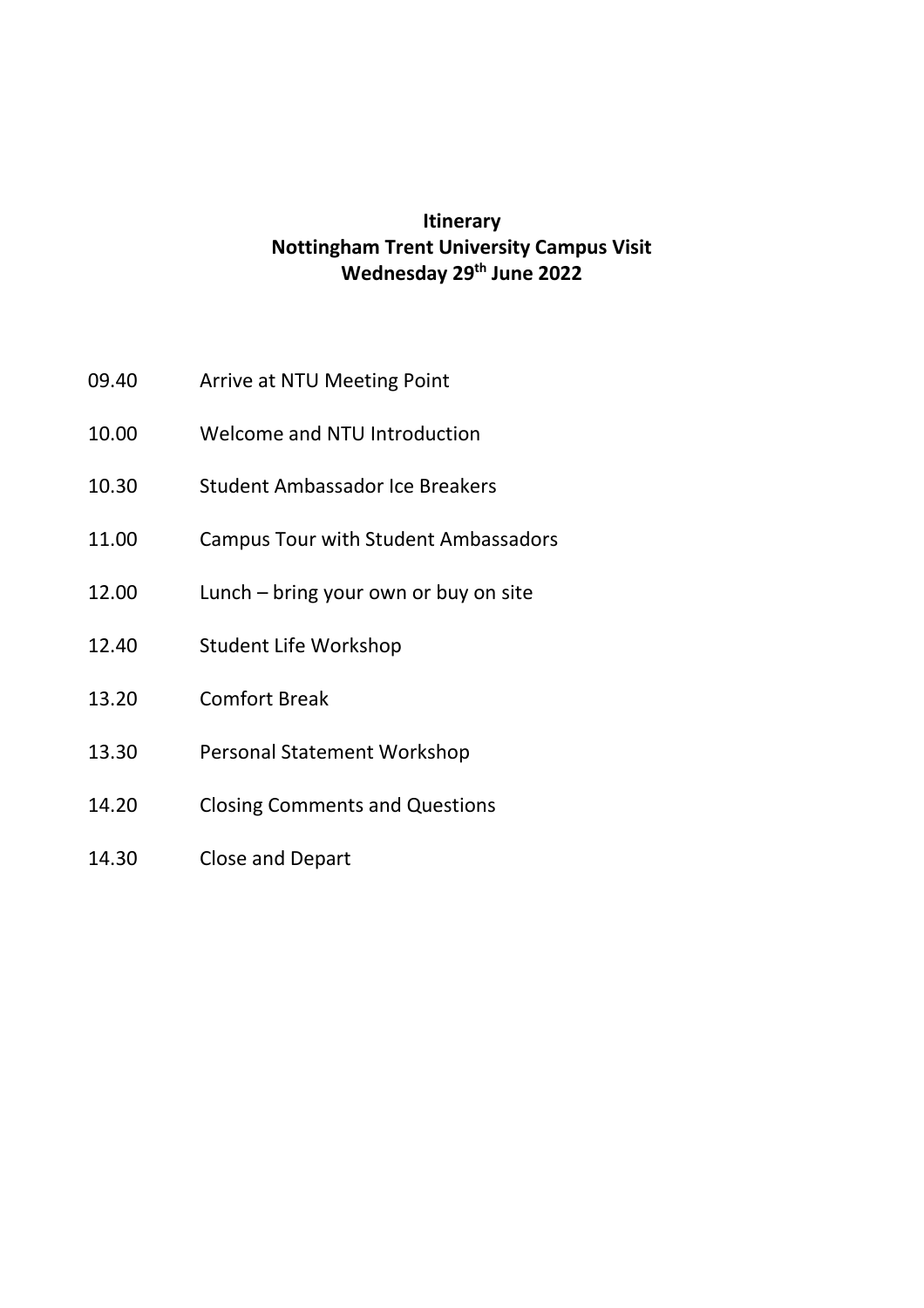**Itinerary**
**Nottingham Trent University Campus Visit**
**Wednesday 29th June 2022**

| | |
|---|---|
| 09.40 | Arrive at NTU Meeting Point |
| 10.00 | Welcome and NTU Introduction |
| 10.30 | Student Ambassador Ice Breakers |
| 11.00 | Campus Tour with Student Ambassadors |
| 12.00 | Lunch – bring your own or buy on site |
| 12.40 | Student Life Workshop |
| 13.20 | Comfort Break |
| 13.30 | Personal Statement Workshop |
| 14.20 | Closing Comments and Questions |
| 14.30 | Close and Depart |